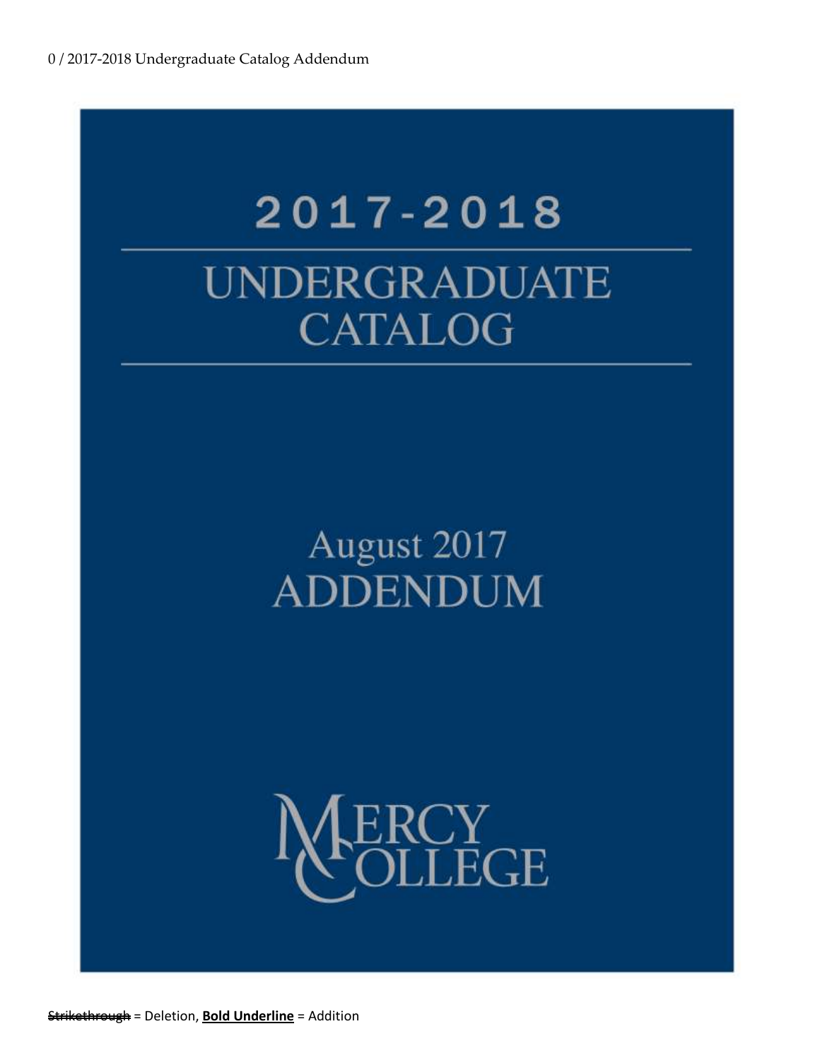# 2017-2018

# UNDERGRADUATE CATALOG

## August 2017

## ADDENDUM

MERCY COLLEGE

~~Strikethrough~~ = Deletion, **Bold Underline** = Addition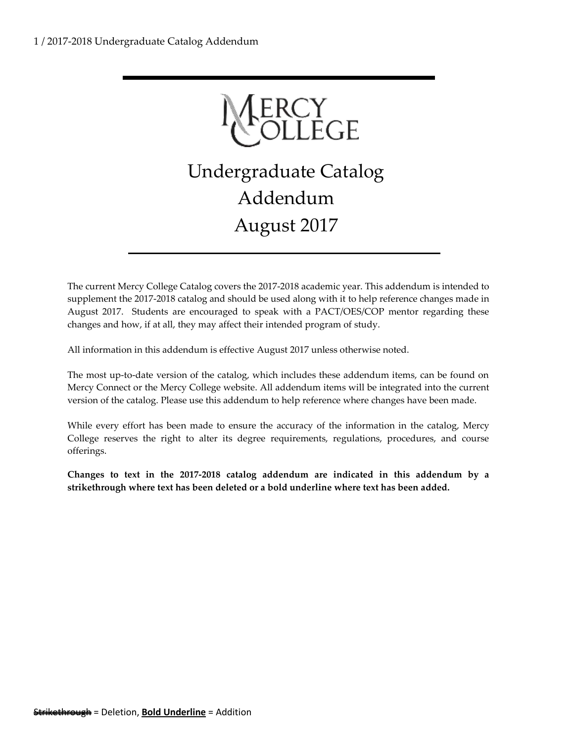# Mercy College

# Undergraduate Catalog Addendum August 2017

The current Mercy College Catalog covers the 2017-2018 academic year. This addendum is intended to supplement the 2017-2018 catalog and should be used along with it to help reference changes made in August 2017. Students are encouraged to speak with a PACT/OES/COP mentor regarding these changes and how, if at all, they may affect their intended program of study.

All information in this addendum is effective August 2017 unless otherwise noted.

The most up-to-date version of the catalog, which includes these addendum items, can be found on Mercy Connect or the Mercy College website. All addendum items will be integrated into the current version of the catalog. Please use this addendum to help reference where changes have been made.

While every effort has been made to ensure the accuracy of the information in the catalog, Mercy College reserves the right to alter its degree requirements, regulations, procedures, and course offerings.

**Changes to text in the 2017-2018 catalog addendum are indicated in this addendum by a strikethrough where text has been deleted or a bold underline where text has been added.**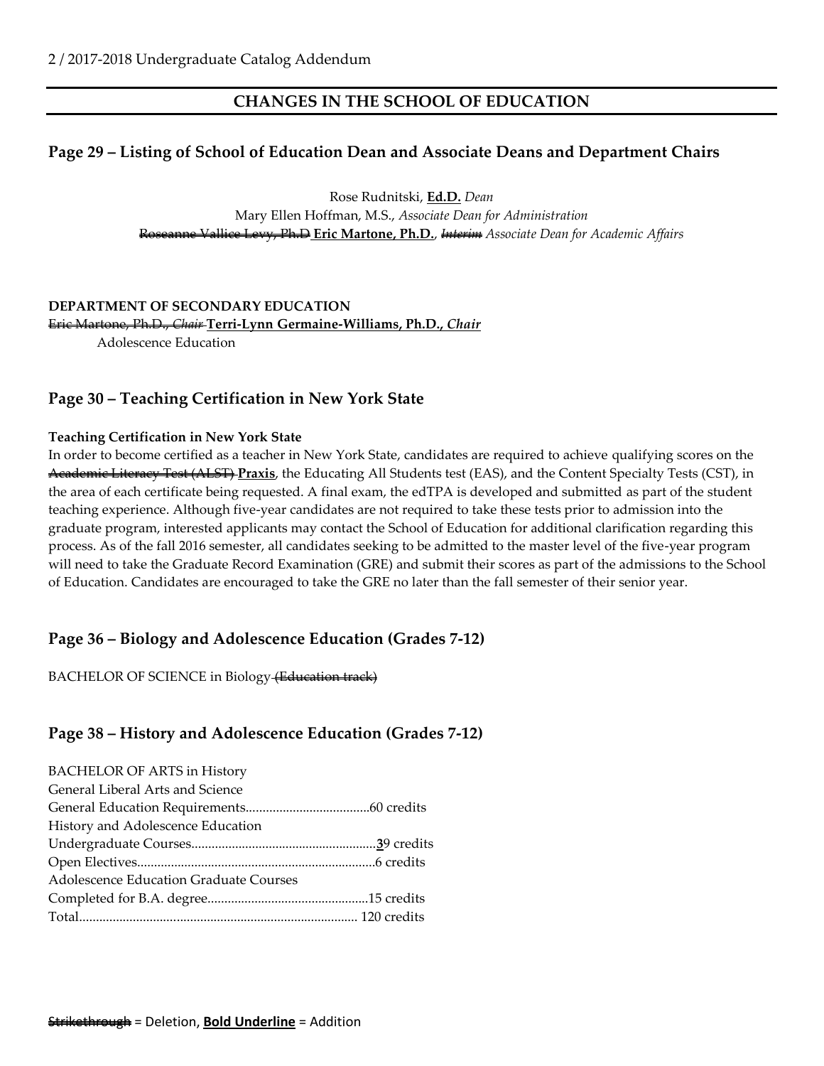## CHANGES IN THE SCHOOL OF EDUCATION

### Page 29 – Listing of School of Education Dean and Associate Deans and Department Chairs

Rose Rudnitski, **<u>Ed.D.</u>** *Dean*
Mary Ellen Hoffman, M.S., *Associate Dean for Administration*
~~Roseanne Vallice Levy, Ph.D~~ **<u>Eric Martone, Ph.D.</u>**, ~~*Interim*~~ *Associate Dean for Academic Affairs*

**DEPARTMENT OF SECONDARY EDUCATION**
~~Eric Martone, Ph.D., *Chair*~~ **<u>Terri-Lynn Germaine-Williams, Ph.D., *Chair*</u>**
Adolescence Education

### Page 30 – Teaching Certification in New York State

**Teaching Certification in New York State**
In order to become certified as a teacher in New York State, candidates are required to achieve qualifying scores on the ~~Academic Literacy Test (ALST)~~ **<u>Praxis</u>**, the Educating All Students test (EAS), and the Content Specialty Tests (CST), in the area of each certificate being requested. A final exam, the edTPA is developed and submitted as part of the student teaching experience. Although five-year candidates are not required to take these tests prior to admission into the graduate program, interested applicants may contact the School of Education for additional clarification regarding this process. As of the fall 2016 semester, all candidates seeking to be admitted to the master level of the five-year program will need to take the Graduate Record Examination (GRE) and submit their scores as part of the admissions to the School of Education. Candidates are encouraged to take the GRE no later than the fall semester of their senior year.

### Page 36 – Biology and Adolescence Education (Grades 7-12)

BACHELOR OF SCIENCE in Biology ~~(Education track)~~

### Page 38 – History and Adolescence Education (Grades 7-12)

BACHELOR OF ARTS in History
General Liberal Arts and Science
General Education Requirements....................................60 credits
History and Adolescence Education
Undergraduate Courses.......................................................**<u>3</u>**9 credits
Open Electives......................................................................6 credits
Adolescence Education Graduate Courses
Completed for B.A. degree................................................15 credits
Total.................................................................................. 120 credits

~~Strikethrough~~ = Deletion, **<u>Bold Underline</u>** = Addition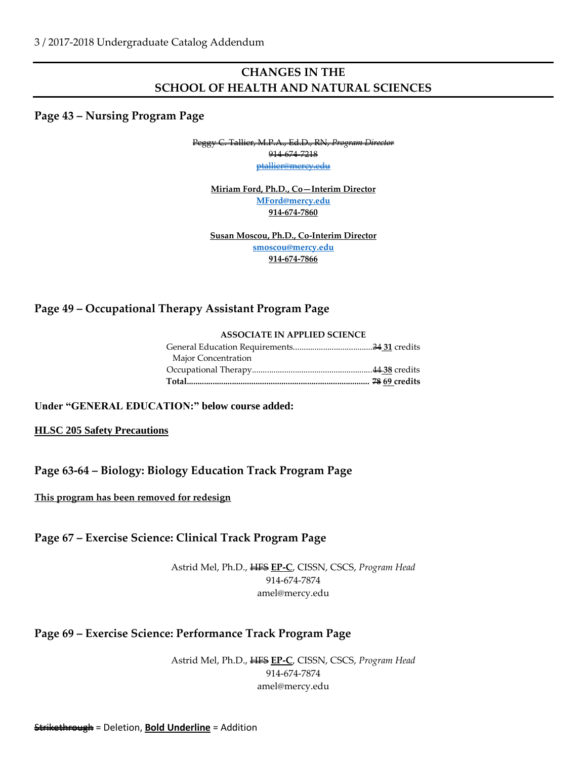# CHANGES IN THE SCHOOL OF HEALTH AND NATURAL SCIENCES

## Page 43 – Nursing Program Page

~~Peggy C. Tallier, M.P.A., Ed.D., RN, *Program Director*~~
~~914-674-7218~~
~~ptallier@mercy.edu~~

<u>**Miriam Ford, Ph.D., Co—Interim Director**</u>
<u>**MFord@mercy.edu**</u>
<u>**914-674-7860**</u>

<u>**Susan Moscou, Ph.D., Co-Interim Director**</u>
<u>**smoscou@mercy.edu**</u>
<u>**914-674-7866**</u>

## Page 49 – Occupational Therapy Assistant Program Page

**ASSOCIATE IN APPLIED SCIENCE**

| | |
|---|---|
| General Education Requirements | ~~34~~ <u>**31**</u> credits |
| Major Concentration | |
| Occupational Therapy | ~~44~~ <u>**38**</u> credits |
| **Total** | ~~**78**~~ <u>**69**</u> **credits** |

**Under "GENERAL EDUCATION:" below course added:**

<u>**HLSC 205 Safety Precautions**</u>

## Page 63-64 – Biology: Biology Education Track Program Page

<u>**This program has been removed for redesign**</u>

## Page 67 – Exercise Science: Clinical Track Program Page

Astrid Mel, Ph.D., ~~HFS~~ <u>**EP-C**</u>, CISSN, CSCS, *Program Head*
914-674-7874
amel@mercy.edu

## Page 69 – Exercise Science: Performance Track Program Page

Astrid Mel, Ph.D., ~~HFS~~ <u>**EP-C**</u>, CISSN, CSCS, *Program Head*
914-674-7874
amel@mercy.edu

~~Strikethrough~~ = Deletion, <u>**Bold Underline**</u> = Addition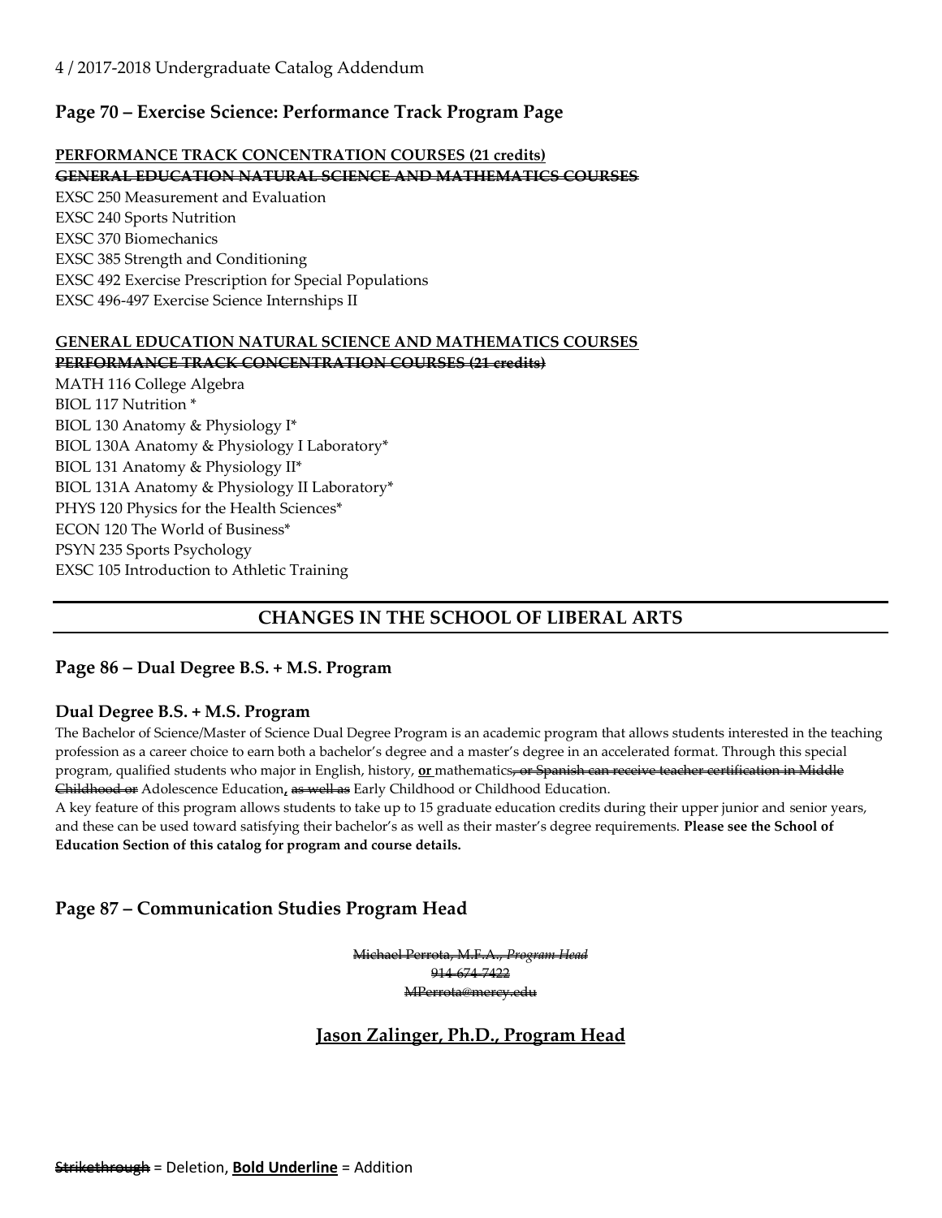## Page 70 – Exercise Science: Performance Track Program Page

**<u>PERFORMANCE TRACK CONCENTRATION COURSES (21 credits)</u>**
~~**GENERAL EDUCATION NATURAL SCIENCE AND MATHEMATICS COURSES**~~

EXSC 250 Measurement and Evaluation
EXSC 240 Sports Nutrition
EXSC 370 Biomechanics
EXSC 385 Strength and Conditioning
EXSC 492 Exercise Prescription for Special Populations
EXSC 496-497 Exercise Science Internships II

**<u>GENERAL EDUCATION NATURAL SCIENCE AND MATHEMATICS COURSES</u>**
~~**PERFORMANCE TRACK CONCENTRATION COURSES (21 credits)**~~

MATH 116 College Algebra
BIOL 117 Nutrition *
BIOL 130 Anatomy & Physiology I*
BIOL 130A Anatomy & Physiology I Laboratory*
BIOL 131 Anatomy & Physiology II*
BIOL 131A Anatomy & Physiology II Laboratory*
PHYS 120 Physics for the Health Sciences*
ECON 120 The World of Business*
PSYN 235 Sports Psychology
EXSC 105 Introduction to Athletic Training

# CHANGES IN THE SCHOOL OF LIBERAL ARTS

## Page 86 – Dual Degree B.S. + M.S. Program

### Dual Degree B.S. + M.S. Program

The Bachelor of Science/Master of Science Dual Degree Program is an academic program that allows students interested in the teaching profession as a career choice to earn both a bachelor's degree and a master's degree in an accelerated format. Through this special program, qualified students who major in English, history, **<u>or</u>** mathematics~~, or Spanish can receive teacher certification in Middle Childhood or~~ Adolescence Education**<u>,</u>** ~~as well as~~ Early Childhood or Childhood Education.

A key feature of this program allows students to take up to 15 graduate education credits during their upper junior and senior years, and these can be used toward satisfying their bachelor's as well as their master's degree requirements. **Please see the School of Education Section of this catalog for program and course details.**

## Page 87 – Communication Studies Program Head

~~Michael Perrota, M.F.A., *Program Head*~~
~~914-674-7422~~
~~MPerrota@mercy.edu~~

**<u>Jason Zalinger, Ph.D., Program Head</u>**

~~Strikethrough~~ = Deletion, **<u>Bold Underline</u>** = Addition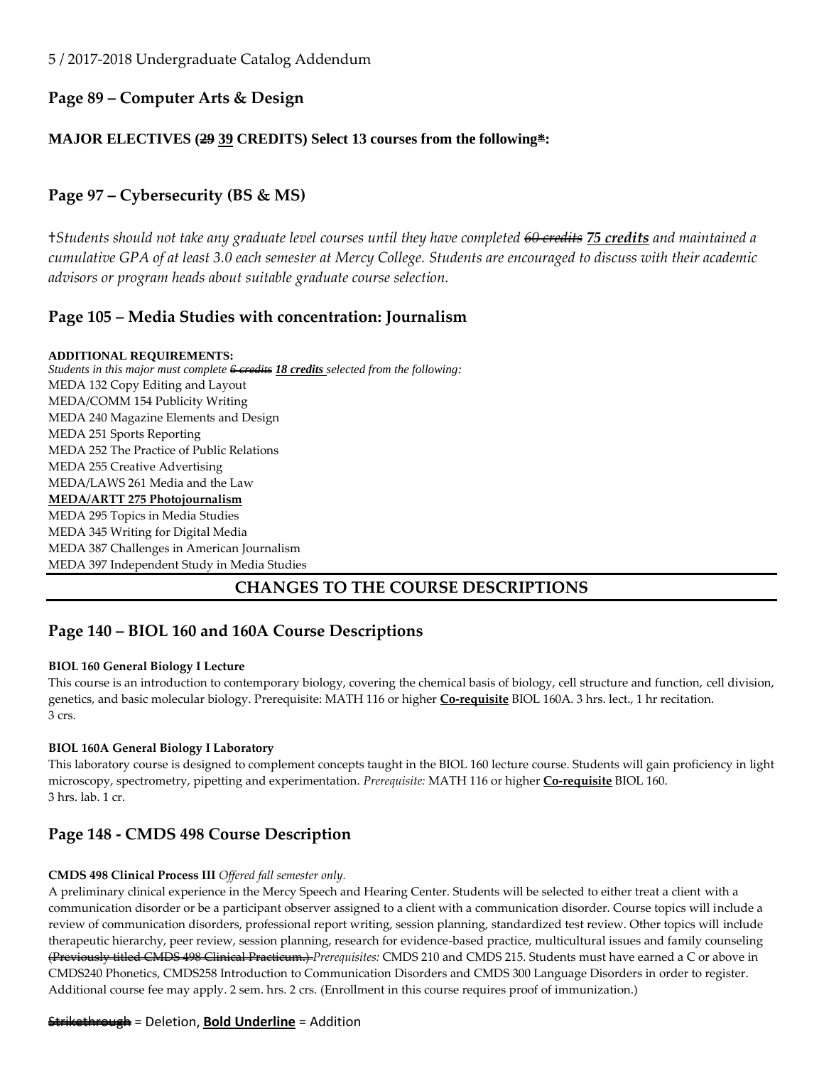## Page 89 – Computer Arts & Design

**MAJOR ELECTIVES (~~29~~ 39 CREDITS) Select 13 courses from the following*:**

## Page 97 – Cybersecurity (BS & MS)

†*Students should not take any graduate level courses until they have completed ~~60 credits~~ **75 credits** and maintained a cumulative GPA of at least 3.0 each semester at Mercy College. Students are encouraged to discuss with their academic advisors or program heads about suitable graduate course selection.*

## Page 105 – Media Studies with concentration: Journalism

**ADDITIONAL REQUIREMENTS:**
*Students in this major must complete ~~6 credits~~ **18 credits** selected from the following:*
MEDA 132 Copy Editing and Layout
MEDA/COMM 154 Publicity Writing
MEDA 240 Magazine Elements and Design
MEDA 251 Sports Reporting
MEDA 252 The Practice of Public Relations
MEDA 255 Creative Advertising
MEDA/LAWS 261 Media and the Law
**MEDA/ARTT 275 Photojournalism**
MEDA 295 Topics in Media Studies
MEDA 345 Writing for Digital Media
MEDA 387 Challenges in American Journalism
MEDA 397 Independent Study in Media Studies

# CHANGES TO THE COURSE DESCRIPTIONS

## Page 140 – BIOL 160 and 160A Course Descriptions

**BIOL 160 General Biology I Lecture**
This course is an introduction to contemporary biology, covering the chemical basis of biology, cell structure and function, cell division, genetics, and basic molecular biology. Prerequisite: MATH 116 or higher **Co-requisite** BIOL 160A. 3 hrs. lect., 1 hr recitation. 3 crs.

**BIOL 160A General Biology I Laboratory**
This laboratory course is designed to complement concepts taught in the BIOL 160 lecture course. Students will gain proficiency in light microscopy, spectrometry, pipetting and experimentation. *Prerequisite:* MATH 116 or higher **Co-requisite** BIOL 160.
3 hrs. lab. 1 cr.

## Page 148 - CMDS 498 Course Description

**CMDS 498 Clinical Process III** *Offered fall semester only.*
A preliminary clinical experience in the Mercy Speech and Hearing Center. Students will be selected to either treat a client with a communication disorder or be a participant observer assigned to a client with a communication disorder. Course topics will include a review of communication disorders, professional report writing, session planning, standardized test review. Other topics will include therapeutic hierarchy, peer review, session planning, research for evidence-based practice, multicultural issues and family counseling ~~(Previously titled CMDS 498 Clinical Practicum.)~~ *Prerequisites:* CMDS 210 and CMDS 215. Students must have earned a C or above in CMDS240 Phonetics, CMDS258 Introduction to Communication Disorders and CMDS 300 Language Disorders in order to register. Additional course fee may apply. 2 sem. hrs. 2 crs. (Enrollment in this course requires proof of immunization.)

~~Strikethrough~~ = Deletion, **Bold Underline** = Addition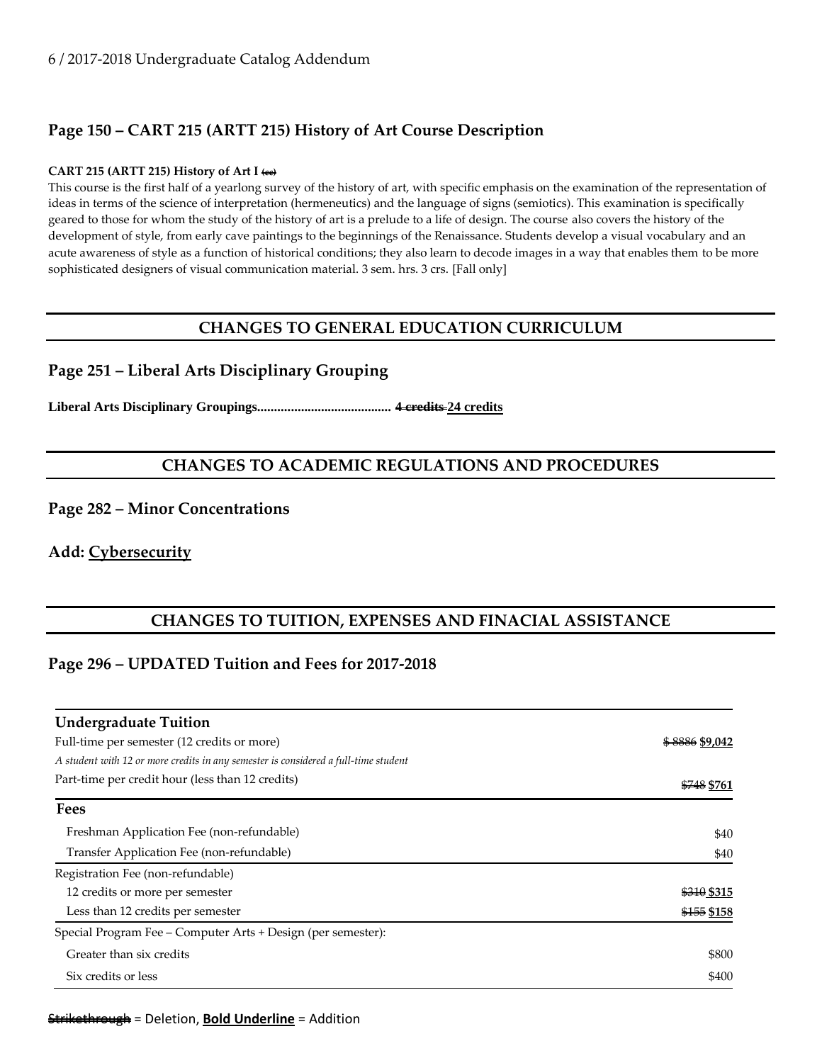## Page 150 – CART 215 (ARTT 215) History of Art Course Description

**CART 215 (ARTT 215) History of Art I** ~~(cc)~~

This course is the first half of a yearlong survey of the history of art, with specific emphasis on the examination of the representation of ideas in terms of the science of interpretation (hermeneutics) and the language of signs (semiotics). This examination is specifically geared to those for whom the study of the history of art is a prelude to a life of design. The course also covers the history of the development of style, from early cave paintings to the beginnings of the Renaissance. Students develop a visual vocabulary and an acute awareness of style as a function of historical conditions; they also learn to decode images in a way that enables them to be more sophisticated designers of visual communication material. 3 sem. hrs. 3 crs. [Fall only]

# CHANGES TO GENERAL EDUCATION CURRICULUM

## Page 251 – Liberal Arts Disciplinary Grouping

**Liberal Arts Disciplinary Groupings........................................ ~~4 credits~~ <u>24 credits</u>**

# CHANGES TO ACADEMIC REGULATIONS AND PROCEDURES

## Page 282 – Minor Concentrations

## Add: <u>Cybersecurity</u>

# CHANGES TO TUITION, EXPENSES AND FINACIAL ASSISTANCE

## Page 296 – UPDATED Tuition and Fees for 2017-2018

| **Undergraduate Tuition** | |
|---|---|
| Full-time per semester (12 credits or more) | ~~$ 8886~~ **<u>$9,042</u>** |
| *A student with 12 or more credits in any semester is considered a full-time student* | |
| Part-time per credit hour (less than 12 credits) | ~~$748~~ **<u>$761</u>** |
| **Fees** | |
| Freshman Application Fee (non-refundable) | $40 |
| Transfer Application Fee (non-refundable) | $40 |
| Registration Fee (non-refundable) | |
| 12 credits or more per semester | ~~$310~~ **<u>$315</u>** |
| Less than 12 credits per semester | ~~$155~~ **<u>$158</u>** |
| Special Program Fee – Computer Arts + Design (per semester): | |
| Greater than six credits | $800 |
| Six credits or less | $400 |

~~Strikethrough~~ = Deletion, **<u>Bold Underline</u>** = Addition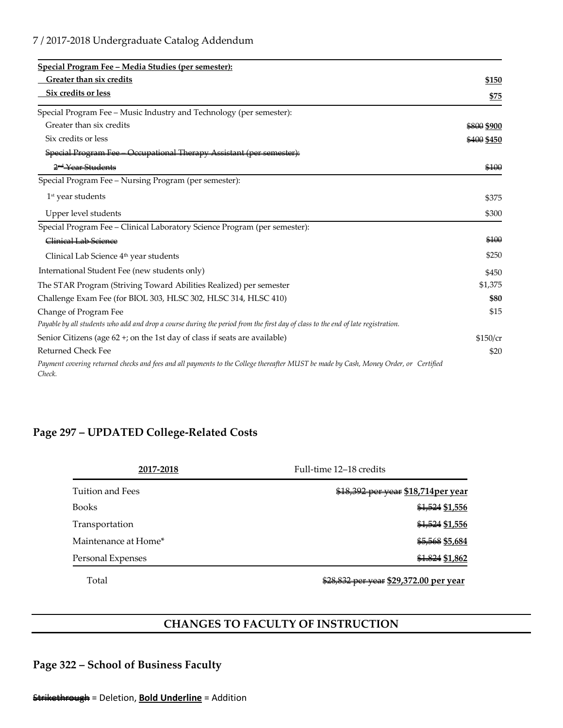| | |
|---|---|
| **<u>Special Program Fee – Media Studies (per semester):</u>** | |
| **<u>Greater than six credits</u>** | **<u>$150</u>** |
| **<u>Six credits or less</u>** | **<u>$75</u>** |
| Special Program Fee – Music Industry and Technology (per semester): | |
| Greater than six credits | ~~$800~~ **$900** |
| Six credits or less | ~~$400~~ **$450** |
| ~~Special Program Fee – Occupational Therapy Assistant (per semester):~~ | |
| ~~2nd Year Students~~ | ~~$100~~ |
| Special Program Fee – Nursing Program (per semester): | |
| 1st year students | $375 |
| Upper level students | $300 |
| Special Program Fee – Clinical Laboratory Science Program (per semester): | |
| ~~Clinical Lab Science~~ | ~~$100~~ |
| Clinical Lab Science 4th year students | $250 |
| International Student Fee (new students only) | $450 |
| The STAR Program (Striving Toward Abilities Realized) per semester | $1,375 |
| Challenge Exam Fee (for BIOL 303, HLSC 302, HLSC 314, HLSC 410) | **$80** |
| Change of Program Fee | $15 |
| *Payable by all students who add and drop a course during the period from the first day of class to the end of late registration.* | |
| Senior Citizens (age 62 +; on the 1st day of class if seats are available) | $150/cr |
| Returned Check Fee | $20 |
| *Payment covering returned checks and fees and all payments to the College thereafter MUST be made by Cash, Money Order, or Certified Check.* | |

## Page 297 – UPDATED College-Related Costs

| **<u>2017-2018</u>** | Full-time 12–18 credits |
|---|---|
| Tuition and Fees | ~~$18,392 per year~~ **<u>$18,714per year</u>** |
| Books | ~~$1,524~~ **<u>$1,556</u>** |
| Transportation | ~~$1,524~~ **<u>$1,556</u>** |
| Maintenance at Home* | ~~$5,568~~ **<u>$5,684</u>** |
| Personal Expenses | ~~$1.824~~ **<u>$1,862</u>** |
| Total | ~~$28,832 per year~~ **<u>$29,372.00 per year</u>** |

## CHANGES TO FACULTY OF INSTRUCTION

## Page 322 – School of Business Faculty

~~Strikethrough~~ = Deletion, **<u>Bold Underline</u>** = Addition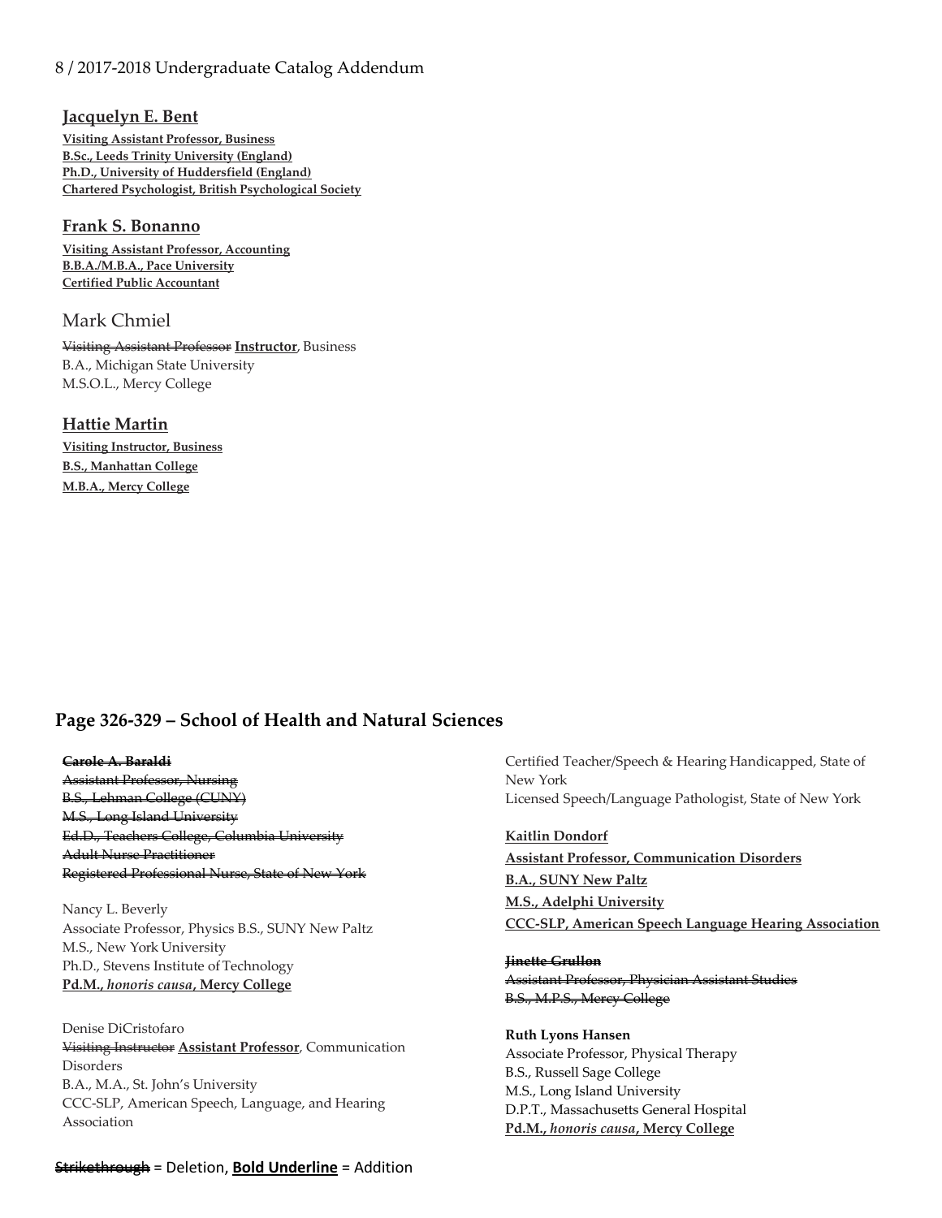**Jacquelyn E. Bent**

**Visiting Assistant Professor, Business**
**B.Sc., Leeds Trinity University (England)**
**Ph.D., University of Huddersfield (England)**
**Chartered Psychologist, British Psychological Society**

**Frank S. Bonanno**

**Visiting Assistant Professor, Accounting**
**B.B.A./M.B.A., Pace University**
**Certified Public Accountant**

Mark Chmiel

~~Visiting Assistant Professor~~ **Instructor**, Business
B.A., Michigan State University
M.S.O.L., Mercy College

**Hattie Martin**

**Visiting Instructor, Business**
**B.S., Manhattan College**
**M.B.A., Mercy College**

## Page 326-329 – School of Health and Natural Sciences

~~**Carole A. Baraldi**~~
~~Assistant Professor, Nursing~~
~~B.S., Lehman College (CUNY)~~
~~M.S., Long Island University~~
~~Ed.D., Teachers College, Columbia University~~
~~Adult Nurse Practitioner~~
~~Registered Professional Nurse, State of New York~~

Nancy L. Beverly
Associate Professor, Physics B.S., SUNY New Paltz
M.S., New York University
Ph.D., Stevens Institute of Technology
**Pd.M., *honoris causa*, Mercy College**

Denise DiCristofaro
~~Visiting Instructor~~ **Assistant Professor**, Communication Disorders
B.A., M.A., St. John's University
CCC-SLP, American Speech, Language, and Hearing Association
Certified Teacher/Speech & Hearing Handicapped, State of New York
Licensed Speech/Language Pathologist, State of New York

**Kaitlin Dondorf**
**Assistant Professor, Communication Disorders**
**B.A., SUNY New Paltz**
**M.S., Adelphi University**
**CCC-SLP, American Speech Language Hearing Association**

~~**Jinette Grullon**~~
~~Assistant Professor, Physician Assistant Studies~~
~~B.S., M.P.S., Mercy College~~

**Ruth Lyons Hansen**
Associate Professor, Physical Therapy
B.S., Russell Sage College
M.S., Long Island University
D.P.T., Massachusetts General Hospital
**Pd.M., *honoris causa*, Mercy College**

~~Strikethrough~~ = Deletion, **Bold Underline** = Addition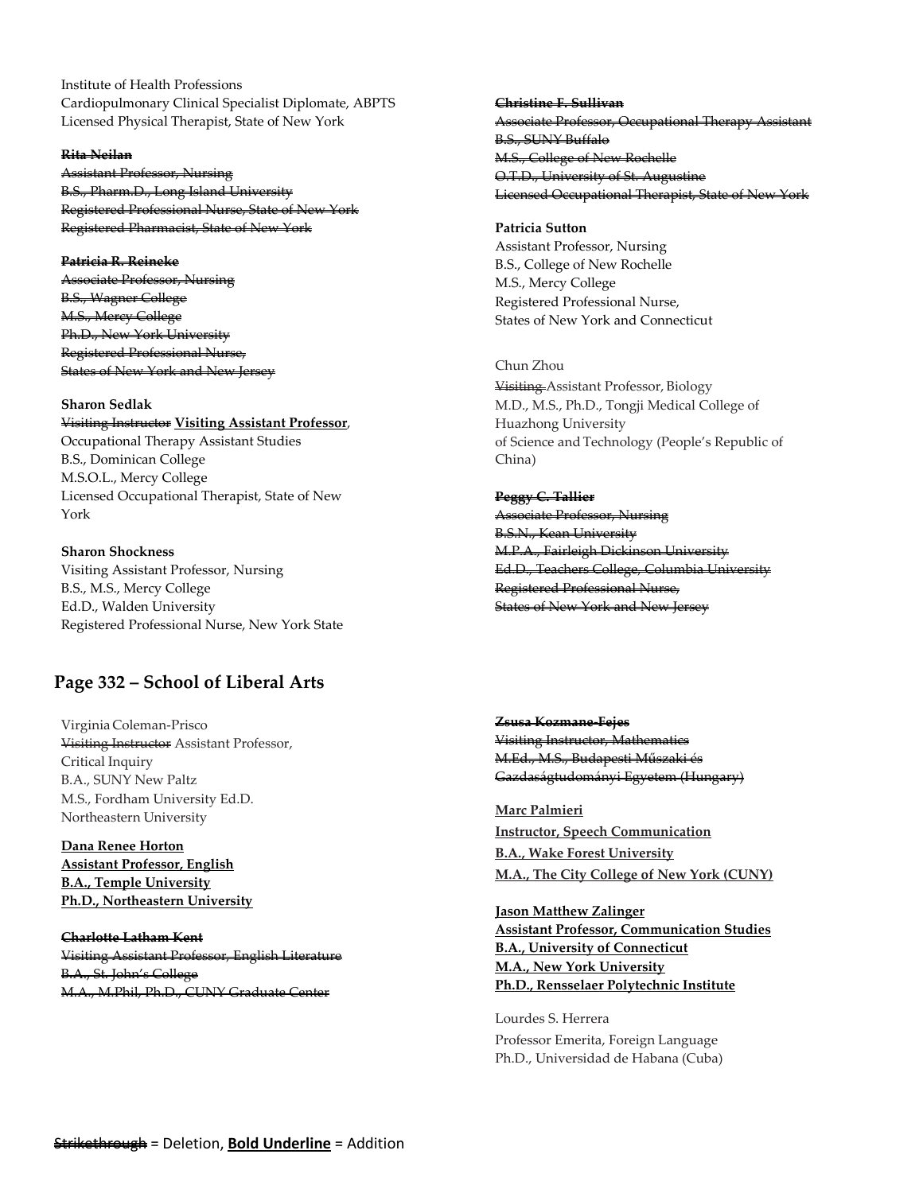Institute of Health Professions
Cardiopulmonary Clinical Specialist Diplomate, ABPTS
Licensed Physical Therapist, State of New York

~~**Rita Neilan**~~
~~Assistant Professor, Nursing~~
~~B.S., Pharm.D., Long Island University~~
~~Registered Professional Nurse, State of New York~~
~~Registered Pharmacist, State of New York~~

~~**Patricia R. Reineke**~~
~~Associate Professor, Nursing~~
~~B.S., Wagner College~~
~~M.S., Mercy College~~
~~Ph.D., New York University~~
~~Registered Professional Nurse,~~
~~States of New York and New Jersey~~

**Sharon Sedlak**
~~Visiting Instructor~~ **<u>Visiting Assistant Professor</u>**,
Occupational Therapy Assistant Studies
B.S., Dominican College
M.S.O.L., Mercy College
Licensed Occupational Therapist, State of New York

**Sharon Shockness**
Visiting Assistant Professor, Nursing
B.S., M.S., Mercy College
Ed.D., Walden University
Registered Professional Nurse, New York State

~~**Christine F. Sullivan**~~
~~Associate Professor, Occupational Therapy Assistant~~
~~B.S., SUNY Buffalo~~
~~M.S., College of New Rochelle~~
~~O.T.D., University of St. Augustine~~
~~Licensed Occupational Therapist, State of New York~~

**Patricia Sutton**
Assistant Professor, Nursing
B.S., College of New Rochelle
M.S., Mercy College
Registered Professional Nurse,
States of New York and Connecticut

Chun Zhou
~~Visiting~~ Assistant Professor, Biology
M.D., M.S., Ph.D., Tongji Medical College of Huazhong University
of Science and Technology (People's Republic of China)

~~**Peggy C. Tallier**~~
~~Associate Professor, Nursing~~
~~B.S.N., Kean University~~
~~M.P.A., Fairleigh Dickinson University~~
~~Ed.D., Teachers College, Columbia University~~
~~Registered Professional Nurse,~~
~~States of New York and New Jersey~~

## Page 332 – School of Liberal Arts

Virginia Coleman-Prisco
~~Visiting Instructor~~ Assistant Professor,
Critical Inquiry
B.A., SUNY New Paltz
M.S., Fordham University Ed.D.
Northeastern University

**<u>Dana Renee Horton</u>**
**<u>Assistant Professor, English</u>**
**<u>B.A., Temple University</u>**
**<u>Ph.D., Northeastern University</u>**

~~**Charlotte Latham Kent**~~
~~Visiting Assistant Professor, English Literature~~
~~B.A., St. John's College~~
~~M.A., M.Phil, Ph.D., CUNY Graduate Center~~

~~**Zsusa Kozmane-Fejes**~~
~~Visiting Instructor, Mathematics~~
~~M.Ed., M.S., Budapesti Műszaki és Gazdaságtudományi Egyetem (Hungary)~~

**<u>Marc Palmieri</u>**
**<u>Instructor, Speech Communication</u>**
**<u>B.A., Wake Forest University</u>**
**<u>M.A., The City College of New York (CUNY)</u>**

**<u>Jason Matthew Zalinger</u>**
**<u>Assistant Professor, Communication Studies</u>**
**<u>B.A., University of Connecticut</u>**
**<u>M.A., New York University</u>**
**<u>Ph.D., Rensselaer Polytechnic Institute</u>**

Lourdes S. Herrera
Professor Emerita, Foreign Language
Ph.D., Universidad de Habana (Cuba)

~~**Strikethrough**~~ = Deletion, **<u>Bold Underline</u>** = Addition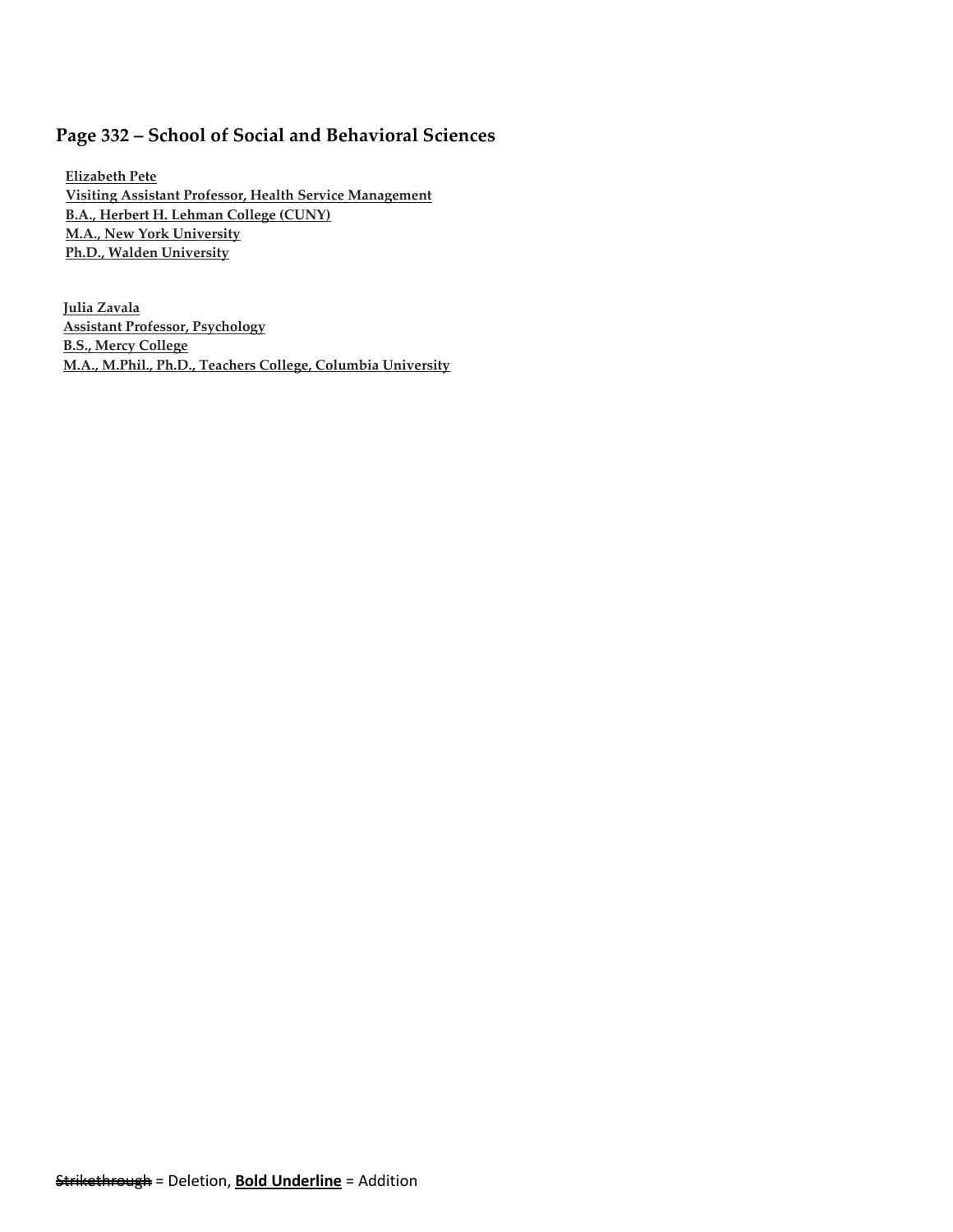## Page 332 – School of Social and Behavioral Sciences

<u>**Elizabeth Pete**</u>
<u>**Visiting Assistant Professor, Health Service Management**</u>
<u>**B.A., Herbert H. Lehman College (CUNY)**</u>
<u>**M.A., New York University**</u>
<u>**Ph.D., Walden University**</u>

<u>**Julia Zavala**</u>
<u>**Assistant Professor, Psychology**</u>
<u>**B.S., Mercy College**</u>
<u>**M.A., M.Phil., Ph.D., Teachers College, Columbia University**</u>

~~Strikethrough~~ = Deletion, <u>**Bold Underline**</u> = Addition